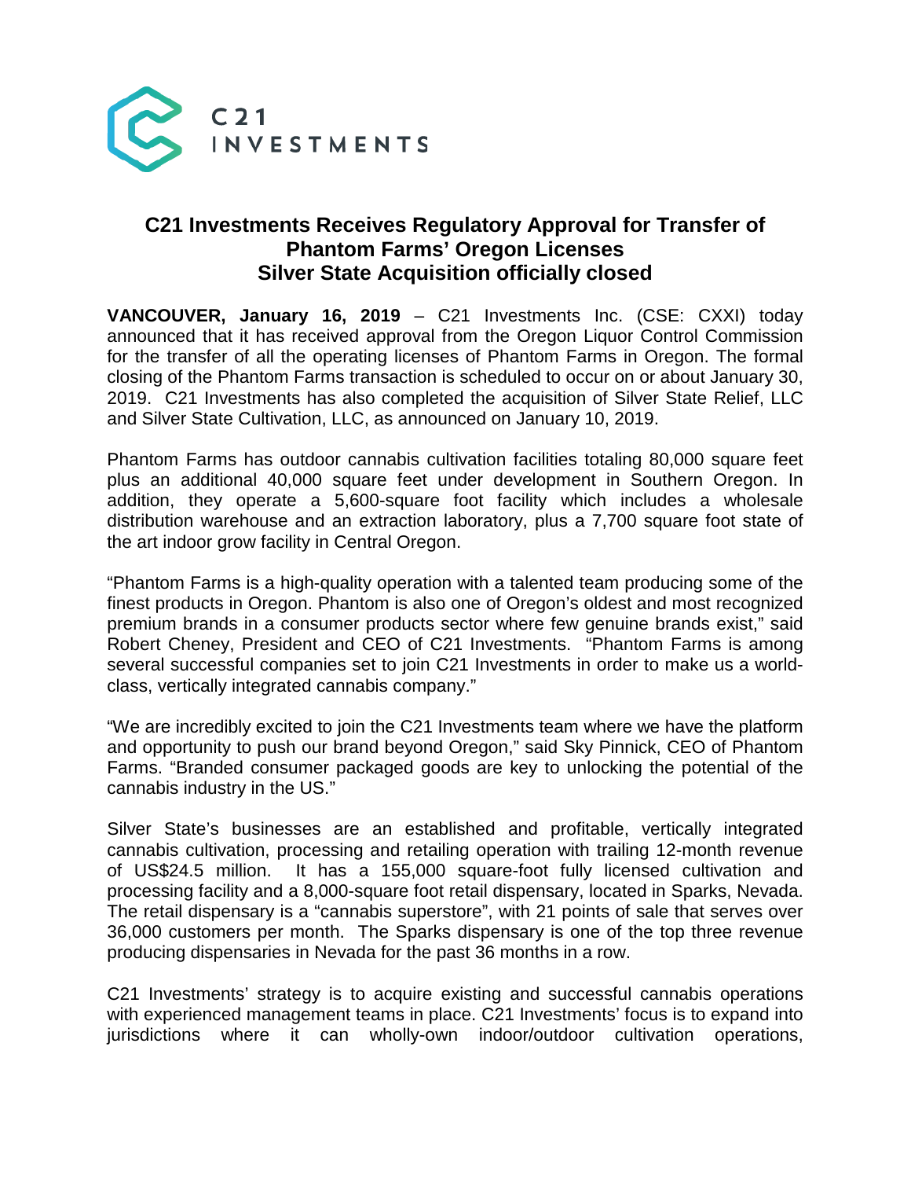C21 INVESTMENTS

# C21 Investments Receives Regulatory Approval for Transfer of Phantom Farms' Oregon Licenses
## Silver State Acquisition officially closed

**VANCOUVER, January 16, 2019** – C21 Investments Inc. (CSE: CXXI) today announced that it has received approval from the Oregon Liquor Control Commission for the transfer of all the operating licenses of Phantom Farms in Oregon. The formal closing of the Phantom Farms transaction is scheduled to occur on or about January 30, 2019. C21 Investments has also completed the acquisition of Silver State Relief, LLC and Silver State Cultivation, LLC, as announced on January 10, 2019.

Phantom Farms has outdoor cannabis cultivation facilities totaling 80,000 square feet plus an additional 40,000 square feet under development in Southern Oregon. In addition, they operate a 5,600-square foot facility which includes a wholesale distribution warehouse and an extraction laboratory, plus a 7,700 square foot state of the art indoor grow facility in Central Oregon.

"Phantom Farms is a high-quality operation with a talented team producing some of the finest products in Oregon. Phantom is also one of Oregon's oldest and most recognized premium brands in a consumer products sector where few genuine brands exist," said Robert Cheney, President and CEO of C21 Investments. "Phantom Farms is among several successful companies set to join C21 Investments in order to make us a world-class, vertically integrated cannabis company."

"We are incredibly excited to join the C21 Investments team where we have the platform and opportunity to push our brand beyond Oregon," said Sky Pinnick, CEO of Phantom Farms. "Branded consumer packaged goods are key to unlocking the potential of the cannabis industry in the US."

Silver State's businesses are an established and profitable, vertically integrated cannabis cultivation, processing and retailing operation with trailing 12-month revenue of US$24.5 million. It has a 155,000 square-foot fully licensed cultivation and processing facility and a 8,000-square foot retail dispensary, located in Sparks, Nevada. The retail dispensary is a "cannabis superstore", with 21 points of sale that serves over 36,000 customers per month. The Sparks dispensary is one of the top three revenue producing dispensaries in Nevada for the past 36 months in a row.

C21 Investments' strategy is to acquire existing and successful cannabis operations with experienced management teams in place. C21 Investments' focus is to expand into jurisdictions where it can wholly-own indoor/outdoor cultivation operations,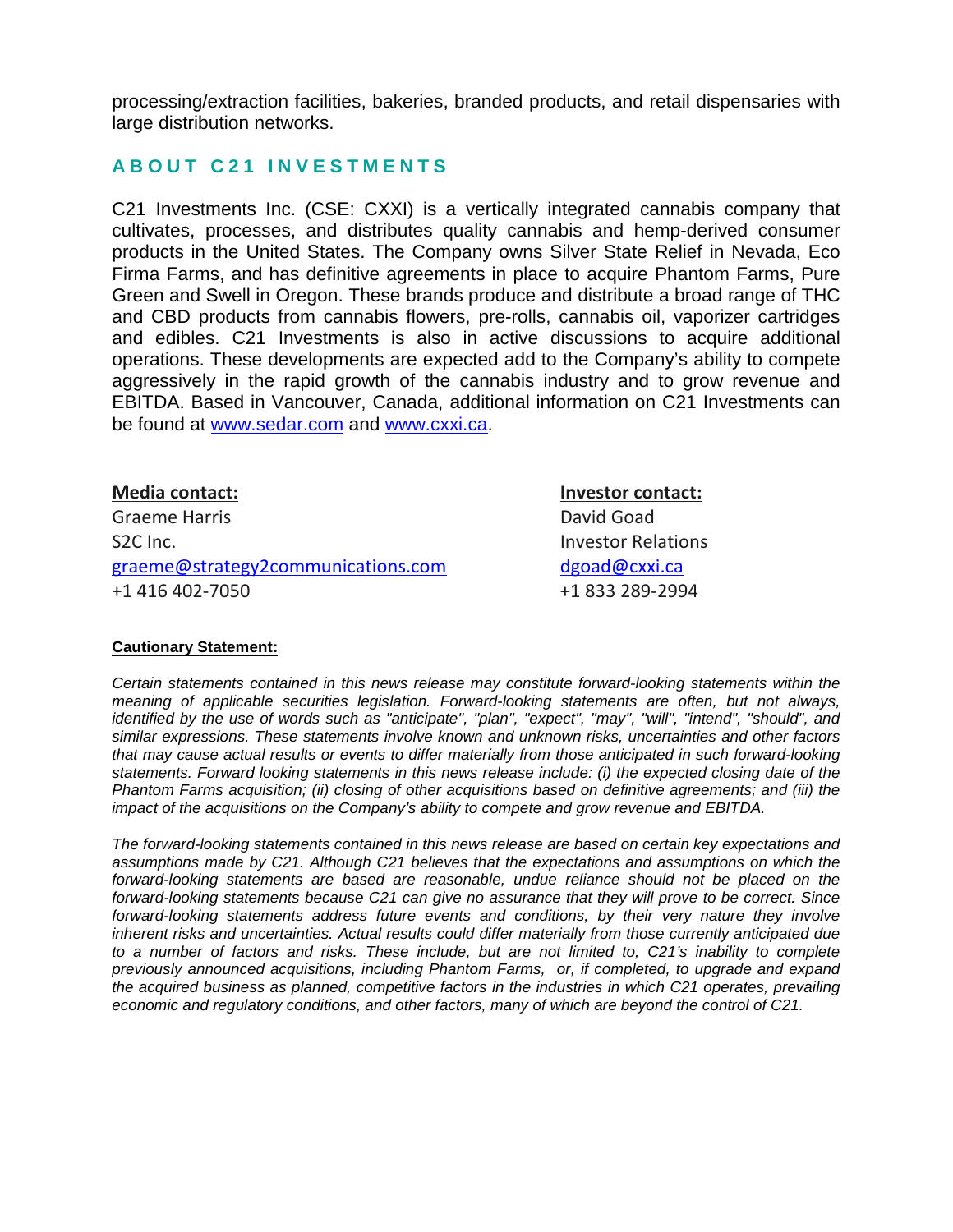processing/extraction facilities, bakeries, branded products, and retail dispensaries with large distribution networks.

## ABOUT C21 INVESTMENTS

C21 Investments Inc. (CSE: CXXI) is a vertically integrated cannabis company that cultivates, processes, and distributes quality cannabis and hemp-derived consumer products in the United States. The Company owns Silver State Relief in Nevada, Eco Firma Farms, and has definitive agreements in place to acquire Phantom Farms, Pure Green and Swell in Oregon. These brands produce and distribute a broad range of THC and CBD products from cannabis flowers, pre-rolls, cannabis oil, vaporizer cartridges and edibles. C21 Investments is also in active discussions to acquire additional operations. These developments are expected add to the Company's ability to compete aggressively in the rapid growth of the cannabis industry and to grow revenue and EBITDA. Based in Vancouver, Canada, additional information on C21 Investments can be found at [www.sedar.com](http://www.sedar.com) and [www.cxxi.ca](http://www.cxxi.ca).

**Media contact:**
Graeme Harris
S2C Inc.
[graeme@strategy2communications.com](mailto:graeme@strategy2communications.com)
+1 416 402-7050

**Investor contact:**
David Goad
Investor Relations
[dgoad@cxxi.ca](mailto:dgoad@cxxi.ca)
+1 833 289-2994

**Cautionary Statement:**

*Certain statements contained in this news release may constitute forward-looking statements within the meaning of applicable securities legislation. Forward-looking statements are often, but not always, identified by the use of words such as "anticipate", "plan", "expect", "may", "will", "intend", "should", and similar expressions. These statements involve known and unknown risks, uncertainties and other factors that may cause actual results or events to differ materially from those anticipated in such forward-looking statements. Forward looking statements in this news release include: (i) the expected closing date of the Phantom Farms acquisition; (ii) closing of other acquisitions based on definitive agreements; and (iii) the impact of the acquisitions on the Company's ability to compete and grow revenue and EBITDA.*

*The forward-looking statements contained in this news release are based on certain key expectations and assumptions made by C21. Although C21 believes that the expectations and assumptions on which the forward-looking statements are based are reasonable, undue reliance should not be placed on the forward-looking statements because C21 can give no assurance that they will prove to be correct. Since forward-looking statements address future events and conditions, by their very nature they involve inherent risks and uncertainties. Actual results could differ materially from those currently anticipated due to a number of factors and risks. These include, but are not limited to, C21's inability to complete previously announced acquisitions, including Phantom Farms, or, if completed, to upgrade and expand the acquired business as planned, competitive factors in the industries in which C21 operates, prevailing economic and regulatory conditions, and other factors, many of which are beyond the control of C21.*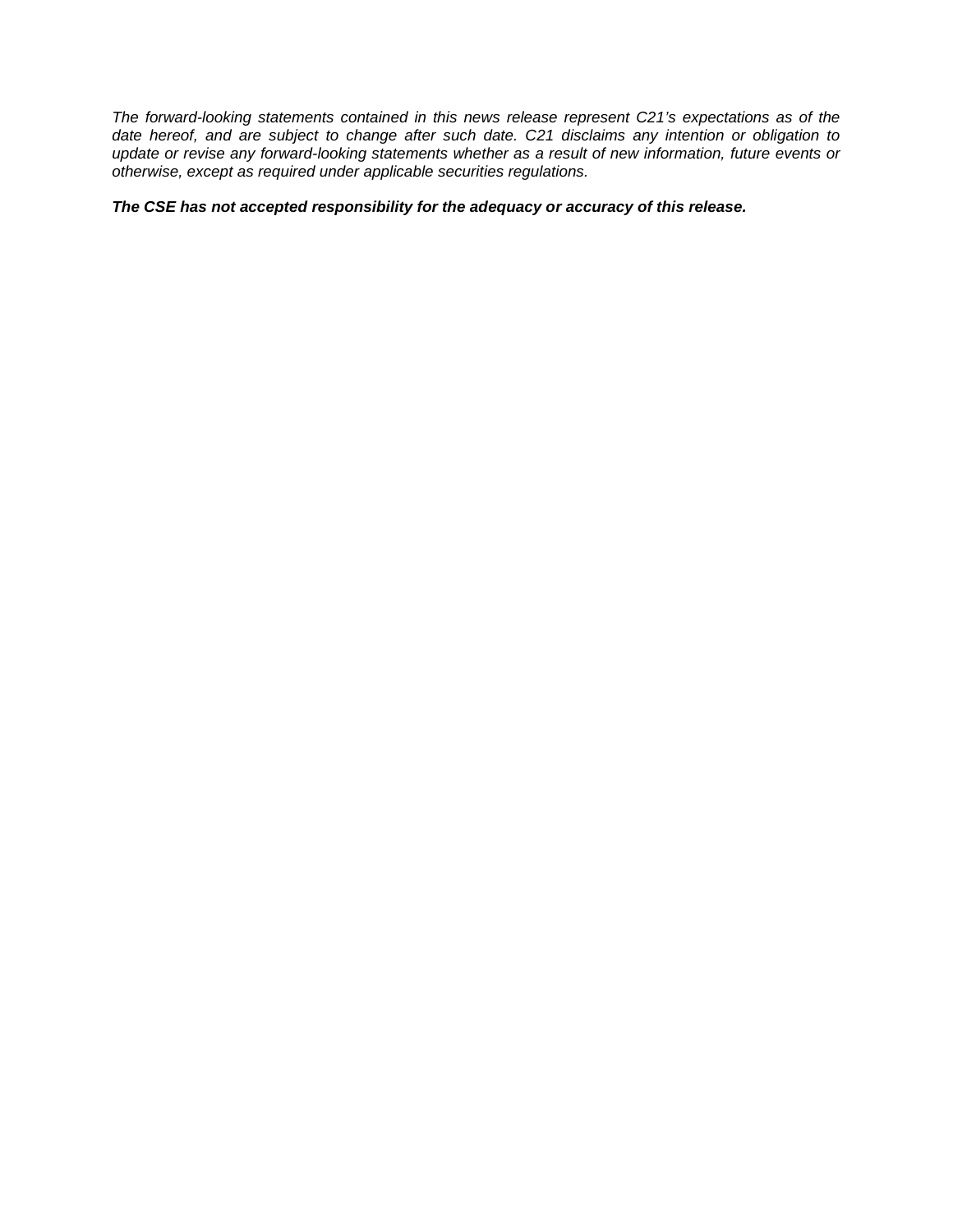*The forward-looking statements contained in this news release represent C21's expectations as of the date hereof, and are subject to change after such date. C21 disclaims any intention or obligation to update or revise any forward-looking statements whether as a result of new information, future events or otherwise, except as required under applicable securities regulations.*

***The CSE has not accepted responsibility for the adequacy or accuracy of this release.***